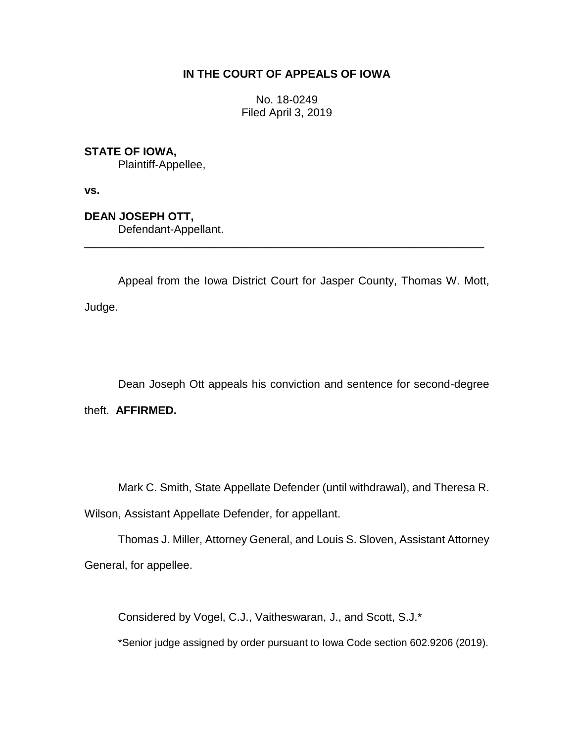**IN THE COURT OF APPEALS OF IOWA**

No. 18-0249
Filed April 3, 2019

**STATE OF IOWA,**
Plaintiff-Appellee,

**vs.**

**DEAN JOSEPH OTT,**
Defendant-Appellant.

---

Appeal from the Iowa District Court for Jasper County, Thomas W. Mott, Judge.

Dean Joseph Ott appeals his conviction and sentence for second-degree theft. **AFFIRMED.**

Mark C. Smith, State Appellate Defender (until withdrawal), and Theresa R. Wilson, Assistant Appellate Defender, for appellant.

Thomas J. Miller, Attorney General, and Louis S. Sloven, Assistant Attorney General, for appellee.

Considered by Vogel, C.J., Vaitheswaran, J., and Scott, S.J.*

*Senior judge assigned by order pursuant to Iowa Code section 602.9206 (2019).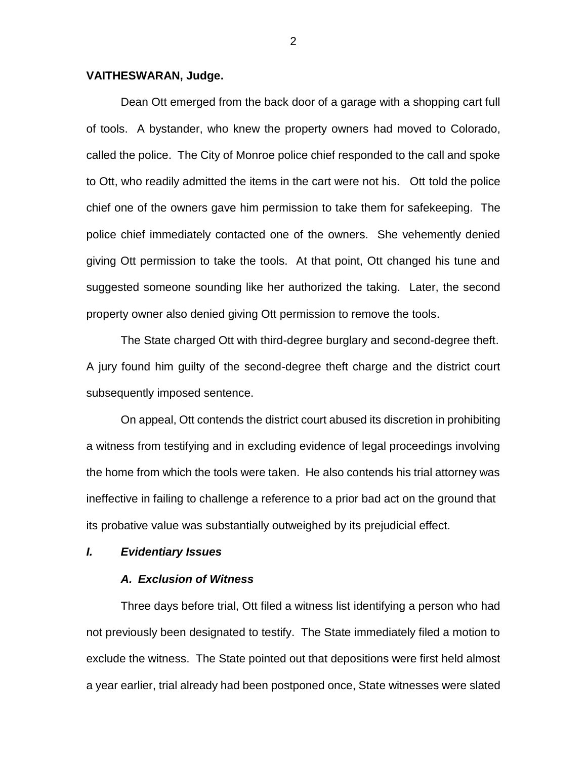**VAITHESWARAN, Judge.**

Dean Ott emerged from the back door of a garage with a shopping cart full of tools. A bystander, who knew the property owners had moved to Colorado, called the police. The City of Monroe police chief responded to the call and spoke to Ott, who readily admitted the items in the cart were not his. Ott told the police chief one of the owners gave him permission to take them for safekeeping. The police chief immediately contacted one of the owners. She vehemently denied giving Ott permission to take the tools. At that point, Ott changed his tune and suggested someone sounding like her authorized the taking. Later, the second property owner also denied giving Ott permission to remove the tools.

The State charged Ott with third-degree burglary and second-degree theft. A jury found him guilty of the second-degree theft charge and the district court subsequently imposed sentence.

On appeal, Ott contends the district court abused its discretion in prohibiting a witness from testifying and in excluding evidence of legal proceedings involving the home from which the tools were taken. He also contends his trial attorney was ineffective in failing to challenge a reference to a prior bad act on the ground that its probative value was substantially outweighed by its prejudicial effect.

## ***I. Evidentiary Issues***

### ***A. Exclusion of Witness***

Three days before trial, Ott filed a witness list identifying a person who had not previously been designated to testify. The State immediately filed a motion to exclude the witness. The State pointed out that depositions were first held almost a year earlier, trial already had been postponed once, State witnesses were slated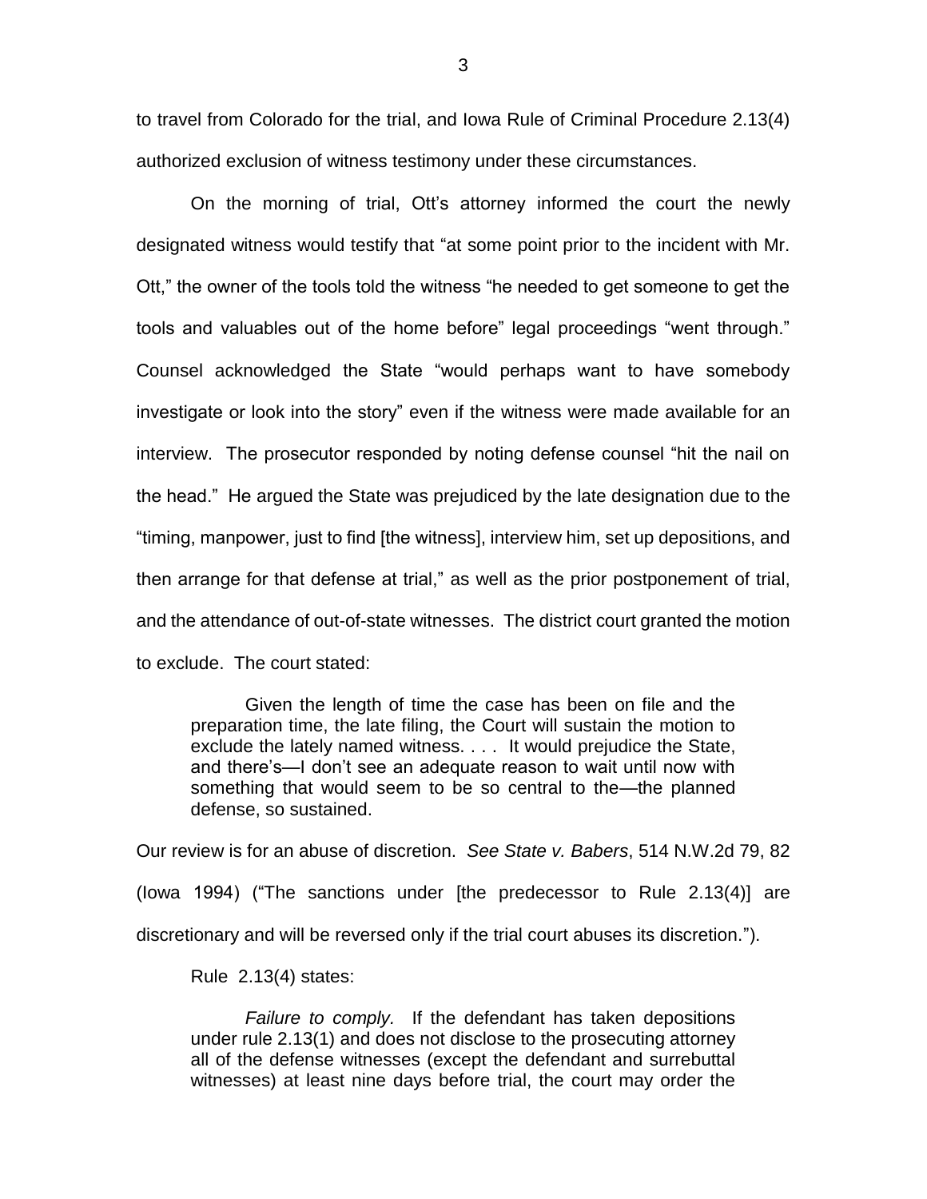to travel from Colorado for the trial, and Iowa Rule of Criminal Procedure 2.13(4) authorized exclusion of witness testimony under these circumstances.

On the morning of trial, Ott's attorney informed the court the newly designated witness would testify that "at some point prior to the incident with Mr. Ott," the owner of the tools told the witness "he needed to get someone to get the tools and valuables out of the home before" legal proceedings "went through." Counsel acknowledged the State "would perhaps want to have somebody investigate or look into the story" even if the witness were made available for an interview. The prosecutor responded by noting defense counsel "hit the nail on the head." He argued the State was prejudiced by the late designation due to the "timing, manpower, just to find [the witness], interview him, set up depositions, and then arrange for that defense at trial," as well as the prior postponement of trial, and the attendance of out-of-state witnesses. The district court granted the motion to exclude. The court stated:

> Given the length of time the case has been on file and the preparation time, the late filing, the Court will sustain the motion to exclude the lately named witness. . . . It would prejudice the State, and there's—I don't see an adequate reason to wait until now with something that would seem to be so central to the—the planned defense, so sustained.

Our review is for an abuse of discretion. *See State v. Babers*, 514 N.W.2d 79, 82 (Iowa 1994) ("The sanctions under [the predecessor to Rule 2.13(4)] are discretionary and will be reversed only if the trial court abuses its discretion.").

Rule 2.13(4) states:

> *Failure to comply.* If the defendant has taken depositions under rule 2.13(1) and does not disclose to the prosecuting attorney all of the defense witnesses (except the defendant and surrebuttal witnesses) at least nine days before trial, the court may order the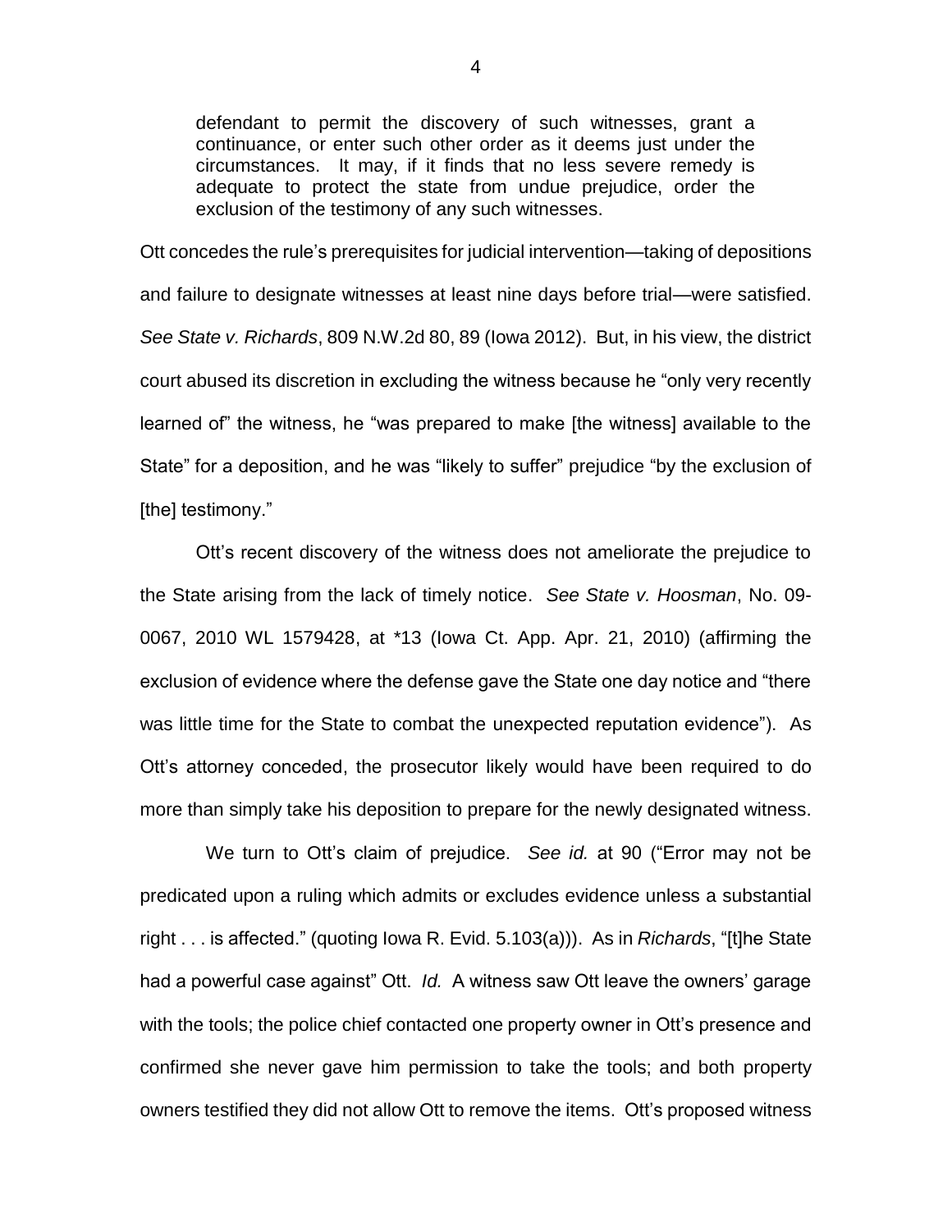> defendant to permit the discovery of such witnesses, grant a continuance, or enter such other order as it deems just under the circumstances. It may, if it finds that no less severe remedy is adequate to protect the state from undue prejudice, order the exclusion of the testimony of any such witnesses.

Ott concedes the rule's prerequisites for judicial intervention—taking of depositions and failure to designate witnesses at least nine days before trial—were satisfied. *See State v. Richards*, 809 N.W.2d 80, 89 (Iowa 2012). But, in his view, the district court abused its discretion in excluding the witness because he "only very recently learned of" the witness, he "was prepared to make [the witness] available to the State" for a deposition, and he was "likely to suffer" prejudice "by the exclusion of [the] testimony."

Ott's recent discovery of the witness does not ameliorate the prejudice to the State arising from the lack of timely notice. *See State v. Hoosman*, No. 09-0067, 2010 WL 1579428, at \*13 (Iowa Ct. App. Apr. 21, 2010) (affirming the exclusion of evidence where the defense gave the State one day notice and "there was little time for the State to combat the unexpected reputation evidence"). As Ott's attorney conceded, the prosecutor likely would have been required to do more than simply take his deposition to prepare for the newly designated witness.

We turn to Ott's claim of prejudice. *See id.* at 90 ("Error may not be predicated upon a ruling which admits or excludes evidence unless a substantial right . . . is affected." (quoting Iowa R. Evid. 5.103(a))). As in *Richards*, "[t]he State had a powerful case against" Ott. *Id.* A witness saw Ott leave the owners' garage with the tools; the police chief contacted one property owner in Ott's presence and confirmed she never gave him permission to take the tools; and both property owners testified they did not allow Ott to remove the items. Ott's proposed witness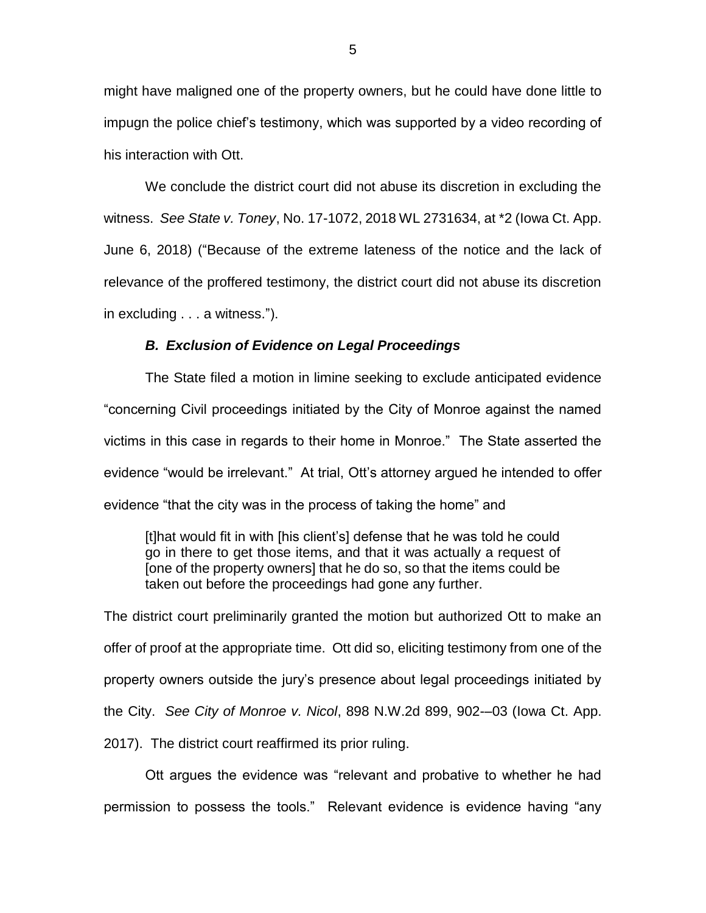might have maligned one of the property owners, but he could have done little to impugn the police chief's testimony, which was supported by a video recording of his interaction with Ott.

We conclude the district court did not abuse its discretion in excluding the witness. *See State v. Toney*, No. 17-1072, 2018 WL 2731634, at *2 (Iowa Ct. App. June 6, 2018) ("Because of the extreme lateness of the notice and the lack of relevance of the proffered testimony, the district court did not abuse its discretion in excluding . . . a witness.").

### *B. Exclusion of Evidence on Legal Proceedings*

The State filed a motion in limine seeking to exclude anticipated evidence "concerning Civil proceedings initiated by the City of Monroe against the named victims in this case in regards to their home in Monroe." The State asserted the evidence "would be irrelevant." At trial, Ott's attorney argued he intended to offer evidence "that the city was in the process of taking the home" and

> [t]hat would fit in with [his client's] defense that he was told he could go in there to get those items, and that it was actually a request of [one of the property owners] that he do so, so that the items could be taken out before the proceedings had gone any further.

The district court preliminarily granted the motion but authorized Ott to make an offer of proof at the appropriate time. Ott did so, eliciting testimony from one of the property owners outside the jury's presence about legal proceedings initiated by the City. *See City of Monroe v. Nicol*, 898 N.W.2d 899, 902-–03 (Iowa Ct. App. 2017). The district court reaffirmed its prior ruling.

Ott argues the evidence was "relevant and probative to whether he had permission to possess the tools." Relevant evidence is evidence having "any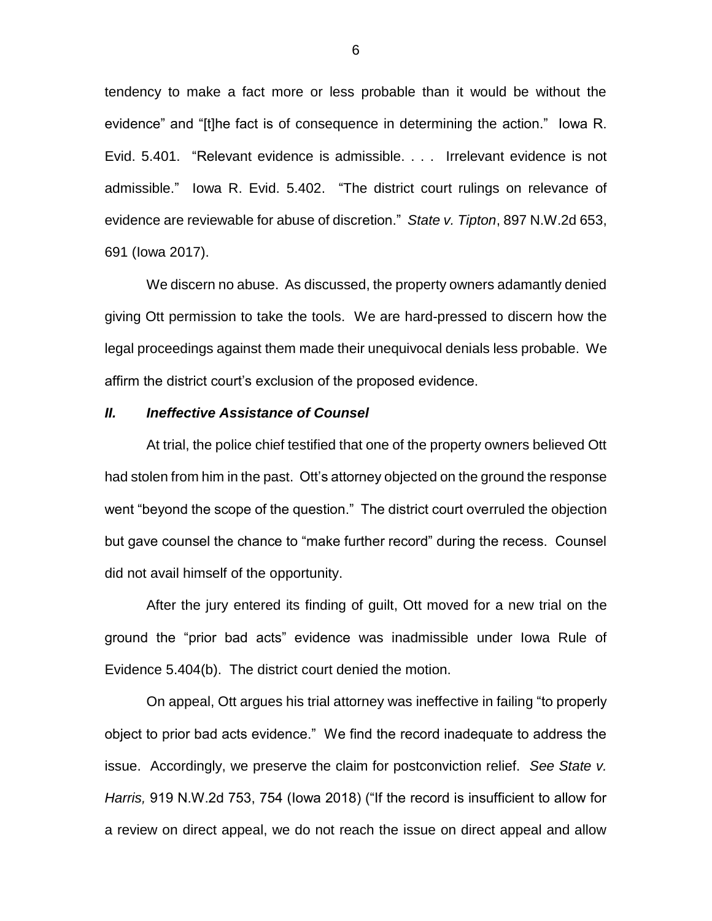tendency to make a fact more or less probable than it would be without the evidence" and "[t]he fact is of consequence in determining the action." Iowa R. Evid. 5.401. "Relevant evidence is admissible. . . . Irrelevant evidence is not admissible." Iowa R. Evid. 5.402. "The district court rulings on relevance of evidence are reviewable for abuse of discretion." *State v. Tipton*, 897 N.W.2d 653, 691 (Iowa 2017).

We discern no abuse. As discussed, the property owners adamantly denied giving Ott permission to take the tools. We are hard-pressed to discern how the legal proceedings against them made their unequivocal denials less probable. We affirm the district court's exclusion of the proposed evidence.

### *II. Ineffective Assistance of Counsel*

At trial, the police chief testified that one of the property owners believed Ott had stolen from him in the past. Ott's attorney objected on the ground the response went "beyond the scope of the question." The district court overruled the objection but gave counsel the chance to "make further record" during the recess. Counsel did not avail himself of the opportunity.

After the jury entered its finding of guilt, Ott moved for a new trial on the ground the "prior bad acts" evidence was inadmissible under Iowa Rule of Evidence 5.404(b). The district court denied the motion.

On appeal, Ott argues his trial attorney was ineffective in failing "to properly object to prior bad acts evidence." We find the record inadequate to address the issue. Accordingly, we preserve the claim for postconviction relief. *See State v. Harris,* 919 N.W.2d 753, 754 (Iowa 2018) ("If the record is insufficient to allow for a review on direct appeal, we do not reach the issue on direct appeal and allow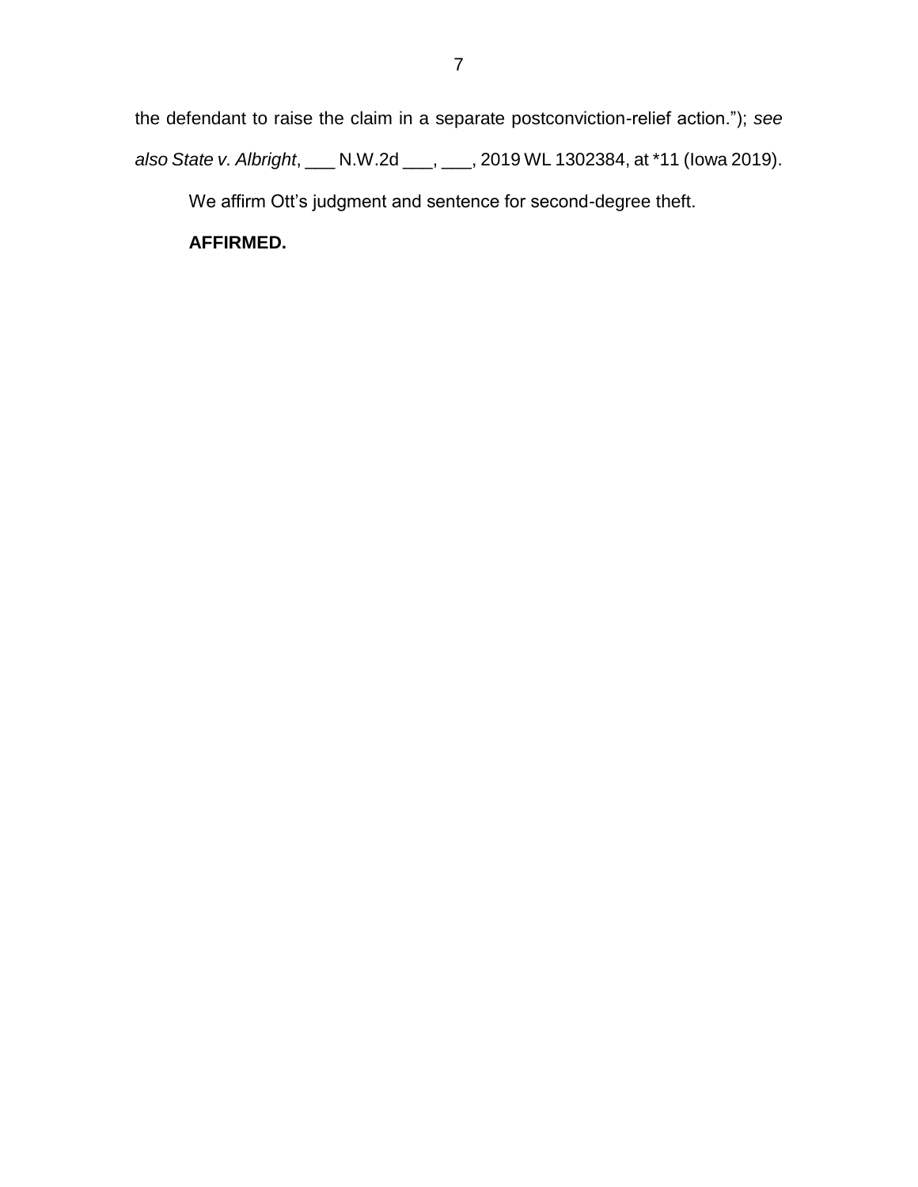the defendant to raise the claim in a separate postconviction-relief action."); *see also State v. Albright*, ___ N.W.2d ___, ___, 2019 WL 1302384, at *11 (Iowa 2019).

We affirm Ott's judgment and sentence for second-degree theft.

**AFFIRMED.**